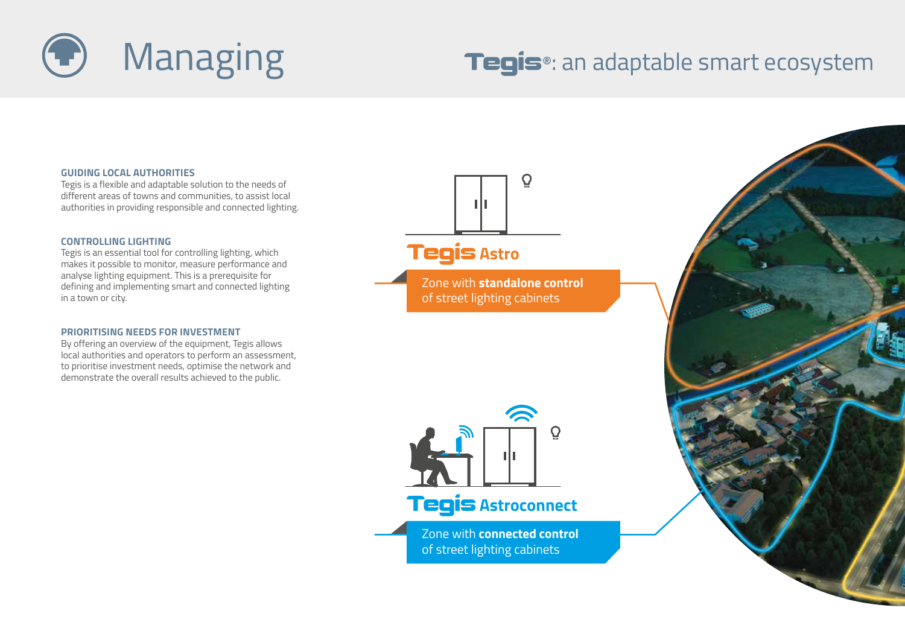# Managing

## Tegis®: an adaptable smart ecosystem

**GUIDING LOCAL AUTHORITIES**
Tegis is a flexible and adaptable solution to the needs of different areas of towns and communities, to assist local authorities in providing responsible and connected lighting.

**CONTROLLING LIGHTING**
Tegis is an essential tool for controlling lighting, which makes it possible to monitor, measure performance and analyse lighting equipment. This is a prerequisite for defining and implementing smart and connected lighting in a town or city.

**PRIORITISING NEEDS FOR INVESTMENT**
By offering an overview of the equipment, Tegis allows local authorities and operators to perform an assessment, to prioritise investment needs, optimise the network and demonstrate the overall results achieved to the public.

**Tegis Astro**

Zone with **standalone control** of street lighting cabinets

**Tegis Astroconnect**

Zone with **connected control** of street lighting cabinets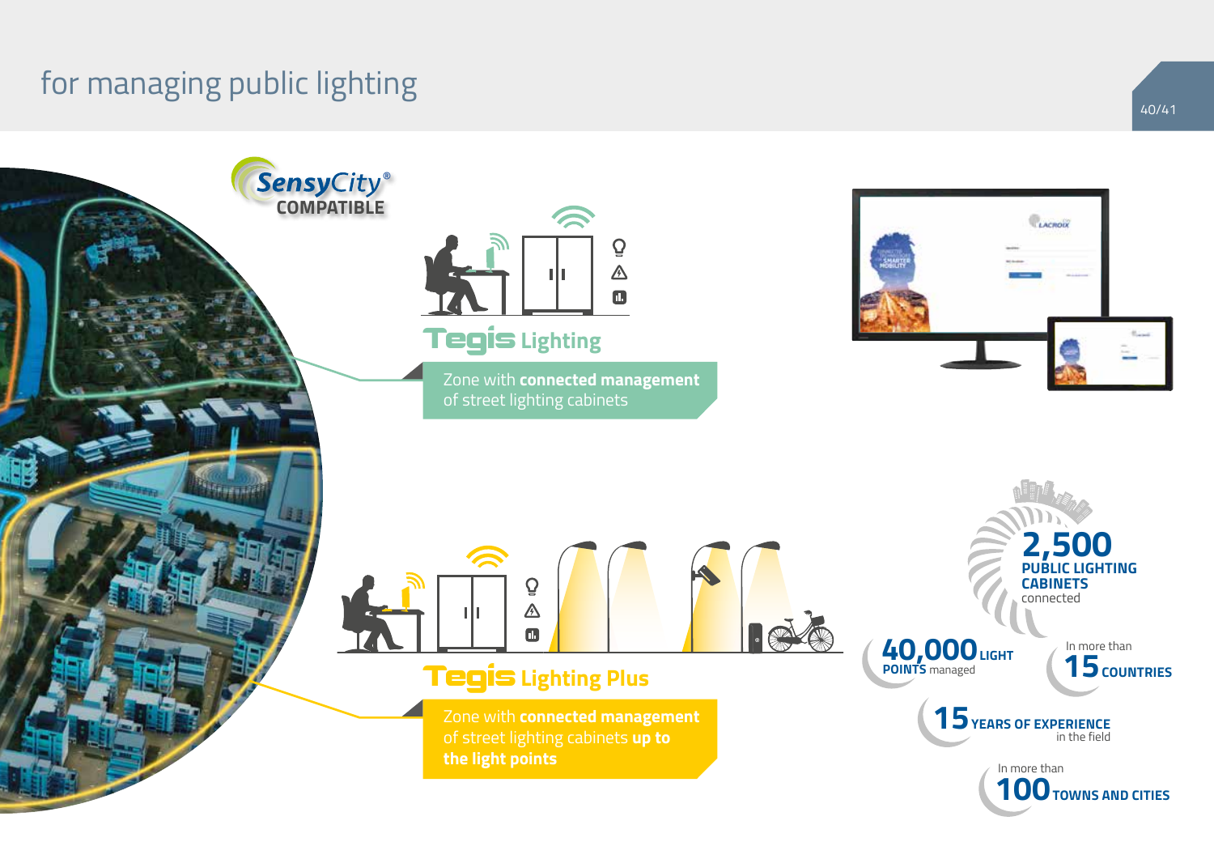# for managing public lighting

SensyCity® COMPATIBLE

## Tegis Lighting

Zone with **connected management** of street lighting cabinets

## Tegis Lighting Plus

Zone with **connected management** of street lighting cabinets **up to the light points**

**2,500** PUBLIC LIGHTING CABINETS connected

**40,000** LIGHT POINTS managed

In more than **15** COUNTRIES

**15** YEARS OF EXPERIENCE in the field

In more than **100** TOWNS AND CITIES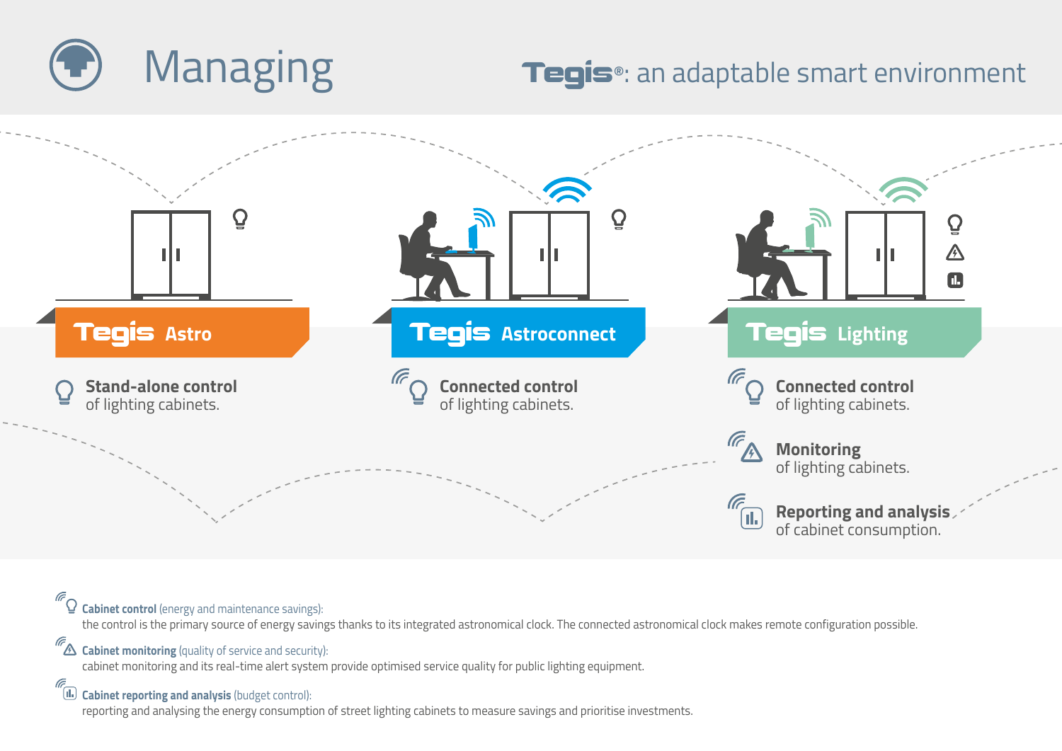# Managing

**Tegis®: an adaptable smart environment**

## Tegis Astro

**Stand-alone control** of lighting cabinets.

## Tegis Astroconnect

**Connected control** of lighting cabinets.

## Tegis Lighting

**Connected control** of lighting cabinets.

**Monitoring** of lighting cabinets.

**Reporting and analysis** of cabinet consumption.

**Cabinet control** (energy and maintenance savings):
the control is the primary source of energy savings thanks to its integrated astronomical clock. The connected astronomical clock makes remote configuration possible.

**Cabinet monitoring** (quality of service and security):
cabinet monitoring and its real-time alert system provide optimised service quality for public lighting equipment.

**Cabinet reporting and analysis** (budget control):
reporting and analysing the energy consumption of street lighting cabinets to measure savings and prioritise investments.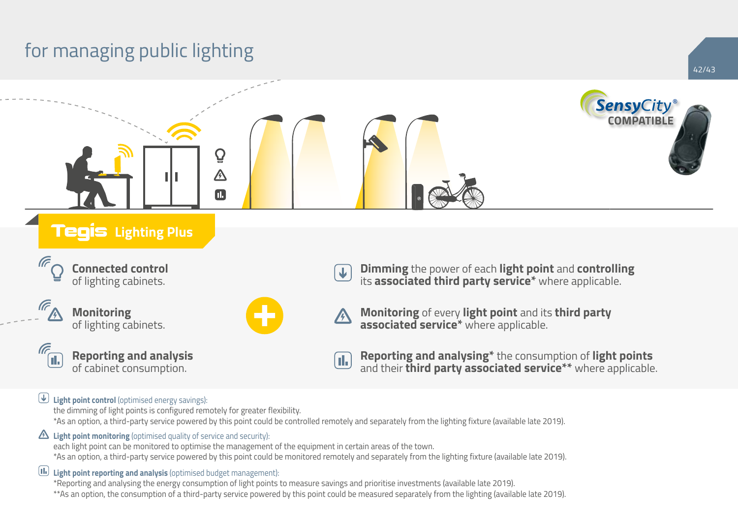# for managing public lighting

SensyCity® COMPATIBLE

## Tegis Lighting Plus

**Connected control** of lighting cabinets.

**Monitoring** of lighting cabinets.

**Reporting and analysis** of cabinet consumption.

+

**Dimming** the power of each **light point** and **controlling** its **associated third party service*** where applicable.

**Monitoring** of every **light point** and its **third party associated service*** where applicable.

**Reporting and analysing*** the consumption of **light points** and their **third party associated service**** where applicable.

**Light point control** (optimised energy savings):
the dimming of light points is configured remotely for greater flexibility.
*As an option, a third-party service powered by this point could be controlled remotely and separately from the lighting fixture (available late 2019).

**Light point monitoring** (optimised quality of service and security):
each light point can be monitored to optimise the management of the equipment in certain areas of the town.
*As an option, a third-party service powered by this point could be monitored remotely and separately from the lighting fixture (available late 2019).

**Light point reporting and analysis** (optimised budget management):
*Reporting and analysing the energy consumption of light points to measure savings and prioritise investments (available late 2019).
**As an option, the consumption of a third-party service powered by this point could be measured separately from the lighting (available late 2019).